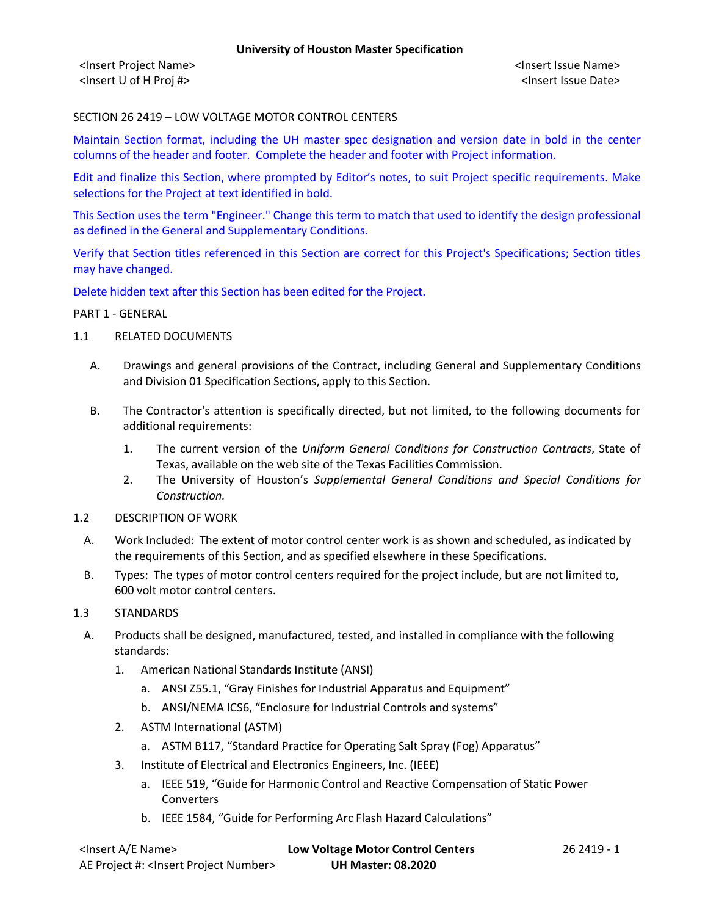SECTION 26 2419 – LOW VOLTAGE MOTOR CONTROL CENTERS

Maintain Section format, including the UH master spec designation and version date in bold in the center columns of the header and footer. Complete the header and footer with Project information.

Edit and finalize this Section, where prompted by Editor's notes, to suit Project specific requirements. Make selections for the Project at text identified in bold.

This Section uses the term "Engineer." Change this term to match that used to identify the design professional as defined in the General and Supplementary Conditions.

Verify that Section titles referenced in this Section are correct for this Project's Specifications; Section titles may have changed.

Delete hidden text after this Section has been edited for the Project.

PART 1 - GENERAL

1.1 RELATED DOCUMENTS

A. Drawings and general provisions of the Contract, including General and Supplementary Conditions and Division 01 Specification Sections, apply to this Section.

B. The Contractor's attention is specifically directed, but not limited, to the following documents for additional requirements:

1. The current version of the *Uniform General Conditions for Construction Contracts*, State of Texas, available on the web site of the Texas Facilities Commission.
2. The University of Houston's *Supplemental General Conditions and Special Conditions for Construction.*

1.2 DESCRIPTION OF WORK

A. Work Included: The extent of motor control center work is as shown and scheduled, as indicated by the requirements of this Section, and as specified elsewhere in these Specifications.

B. Types: The types of motor control centers required for the project include, but are not limited to, 600 volt motor control centers.

1.3 STANDARDS

A. Products shall be designed, manufactured, tested, and installed in compliance with the following standards:

1. American National Standards Institute (ANSI)
   a. ANSI Z55.1, "Gray Finishes for Industrial Apparatus and Equipment"
   b. ANSI/NEMA ICS6, "Enclosure for Industrial Controls and systems"
2. ASTM International (ASTM)
   a. ASTM B117, "Standard Practice for Operating Salt Spray (Fog) Apparatus"
3. Institute of Electrical and Electronics Engineers, Inc. (IEEE)
   a. IEEE 519, "Guide for Harmonic Control and Reactive Compensation of Static Power Converters
   b. IEEE 1584, "Guide for Performing Arc Flash Hazard Calculations"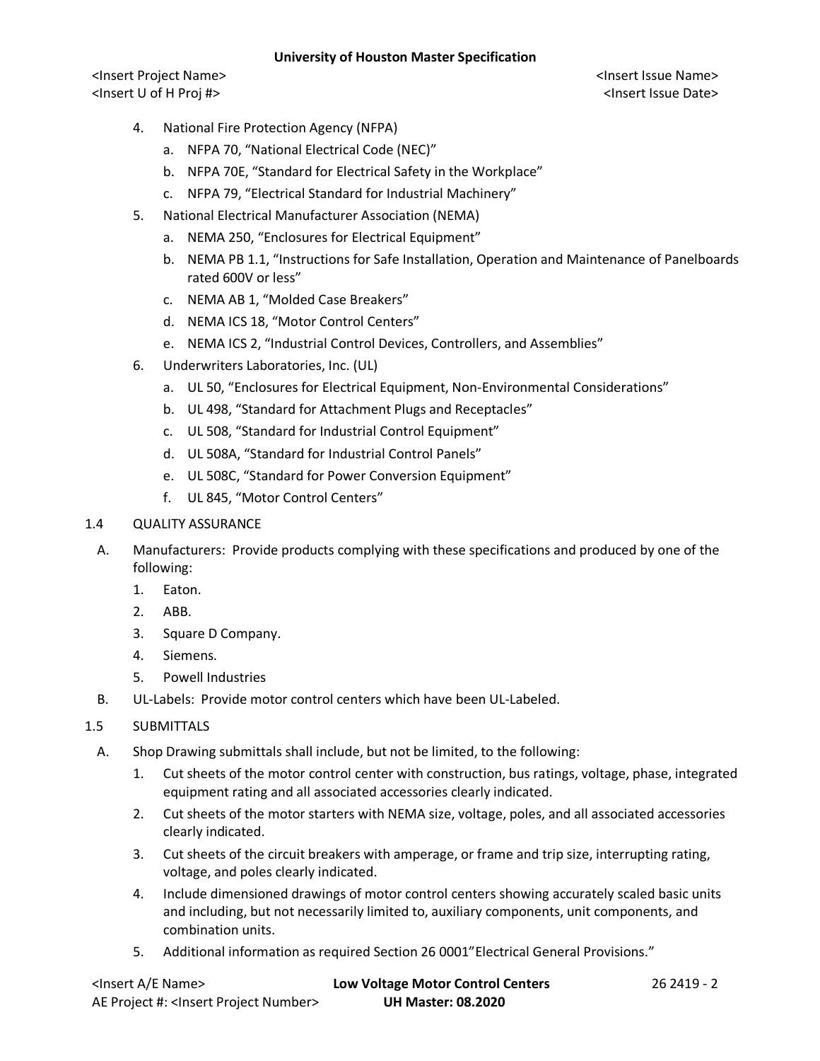4. National Fire Protection Agency (NFPA)
   a. NFPA 70, "National Electrical Code (NEC)"
   b. NFPA 70E, "Standard for Electrical Safety in the Workplace"
   c. NFPA 79, "Electrical Standard for Industrial Machinery"
5. National Electrical Manufacturer Association (NEMA)
   a. NEMA 250, "Enclosures for Electrical Equipment"
   b. NEMA PB 1.1, "Instructions for Safe Installation, Operation and Maintenance of Panelboards rated 600V or less"
   c. NEMA AB 1, "Molded Case Breakers"
   d. NEMA ICS 18, "Motor Control Centers"
   e. NEMA ICS 2, "Industrial Control Devices, Controllers, and Assemblies"
6. Underwriters Laboratories, Inc. (UL)
   a. UL 50, "Enclosures for Electrical Equipment, Non-Environmental Considerations"
   b. UL 498, "Standard for Attachment Plugs and Receptacles"
   c. UL 508, "Standard for Industrial Control Equipment"
   d. UL 508A, "Standard for Industrial Control Panels"
   e. UL 508C, "Standard for Power Conversion Equipment"
   f. UL 845, "Motor Control Centers"

## 1.4 QUALITY ASSURANCE

A. Manufacturers: Provide products complying with these specifications and produced by one of the following:
   1. Eaton.
   2. ABB.
   3. Square D Company.
   4. Siemens.
   5. Powell Industries

B. UL-Labels: Provide motor control centers which have been UL-Labeled.

## 1.5 SUBMITTALS

A. Shop Drawing submittals shall include, but not be limited, to the following:
   1. Cut sheets of the motor control center with construction, bus ratings, voltage, phase, integrated equipment rating and all associated accessories clearly indicated.
   2. Cut sheets of the motor starters with NEMA size, voltage, poles, and all associated accessories clearly indicated.
   3. Cut sheets of the circuit breakers with amperage, or frame and trip size, interrupting rating, voltage, and poles clearly indicated.
   4. Include dimensioned drawings of motor control centers showing accurately scaled basic units and including, but not necessarily limited to, auxiliary components, unit components, and combination units.
   5. Additional information as required Section 26 0001"Electrical General Provisions."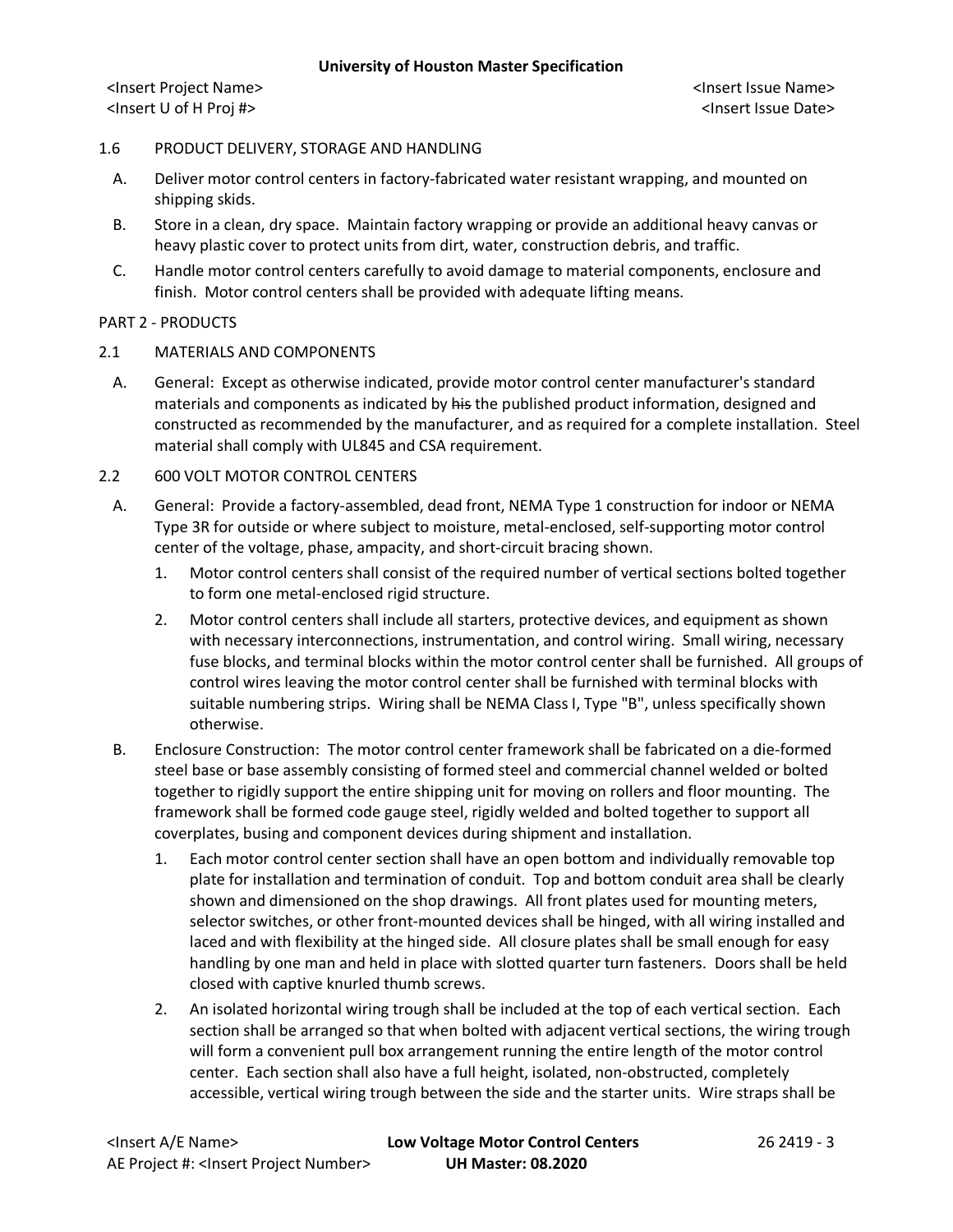1.6 PRODUCT DELIVERY, STORAGE AND HANDLING

A. Deliver motor control centers in factory-fabricated water resistant wrapping, and mounted on shipping skids.

B. Store in a clean, dry space. Maintain factory wrapping or provide an additional heavy canvas or heavy plastic cover to protect units from dirt, water, construction debris, and traffic.

C. Handle motor control centers carefully to avoid damage to material components, enclosure and finish. Motor control centers shall be provided with adequate lifting means.

## PART 2 - PRODUCTS

2.1 MATERIALS AND COMPONENTS

A. General: Except as otherwise indicated, provide motor control center manufacturer's standard materials and components as indicated by ~~his~~ the published product information, designed and constructed as recommended by the manufacturer, and as required for a complete installation. Steel material shall comply with UL845 and CSA requirement.

2.2 600 VOLT MOTOR CONTROL CENTERS

A. General: Provide a factory-assembled, dead front, NEMA Type 1 construction for indoor or NEMA Type 3R for outside or where subject to moisture, metal-enclosed, self-supporting motor control center of the voltage, phase, ampacity, and short-circuit bracing shown.

1. Motor control centers shall consist of the required number of vertical sections bolted together to form one metal-enclosed rigid structure.

2. Motor control centers shall include all starters, protective devices, and equipment as shown with necessary interconnections, instrumentation, and control wiring. Small wiring, necessary fuse blocks, and terminal blocks within the motor control center shall be furnished. All groups of control wires leaving the motor control center shall be furnished with terminal blocks with suitable numbering strips. Wiring shall be NEMA Class I, Type "B", unless specifically shown otherwise.

B. Enclosure Construction: The motor control center framework shall be fabricated on a die-formed steel base or base assembly consisting of formed steel and commercial channel welded or bolted together to rigidly support the entire shipping unit for moving on rollers and floor mounting. The framework shall be formed code gauge steel, rigidly welded and bolted together to support all coverplates, busing and component devices during shipment and installation.

1. Each motor control center section shall have an open bottom and individually removable top plate for installation and termination of conduit. Top and bottom conduit area shall be clearly shown and dimensioned on the shop drawings. All front plates used for mounting meters, selector switches, or other front-mounted devices shall be hinged, with all wiring installed and laced and with flexibility at the hinged side. All closure plates shall be small enough for easy handling by one man and held in place with slotted quarter turn fasteners. Doors shall be held closed with captive knurled thumb screws.

2. An isolated horizontal wiring trough shall be included at the top of each vertical section. Each section shall be arranged so that when bolted with adjacent vertical sections, the wiring trough will form a convenient pull box arrangement running the entire length of the motor control center. Each section shall also have a full height, isolated, non-obstructed, completely accessible, vertical wiring trough between the side and the starter units. Wire straps shall be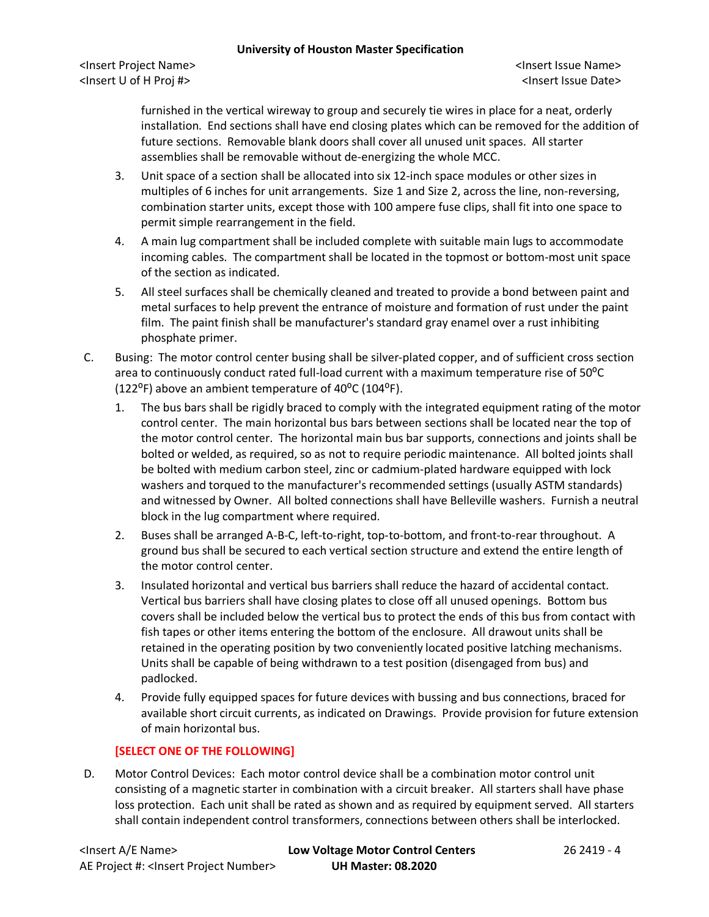furnished in the vertical wireway to group and securely tie wires in place for a neat, orderly installation. End sections shall have end closing plates which can be removed for the addition of future sections. Removable blank doors shall cover all unused unit spaces. All starter assemblies shall be removable without de-energizing the whole MCC.

3. Unit space of a section shall be allocated into six 12-inch space modules or other sizes in multiples of 6 inches for unit arrangements. Size 1 and Size 2, across the line, non-reversing, combination starter units, except those with 100 ampere fuse clips, shall fit into one space to permit simple rearrangement in the field.
4. A main lug compartment shall be included complete with suitable main lugs to accommodate incoming cables. The compartment shall be located in the topmost or bottom-most unit space of the section as indicated.
5. All steel surfaces shall be chemically cleaned and treated to provide a bond between paint and metal surfaces to help prevent the entrance of moisture and formation of rust under the paint film. The paint finish shall be manufacturer's standard gray enamel over a rust inhibiting phosphate primer.

C. Busing: The motor control center busing shall be silver-plated copper, and of sufficient cross section area to continuously conduct rated full-load current with a maximum temperature rise of 50°C (122°F) above an ambient temperature of 40°C (104°F).

1. The bus bars shall be rigidly braced to comply with the integrated equipment rating of the motor control center. The main horizontal bus bars between sections shall be located near the top of the motor control center. The horizontal main bus bar supports, connections and joints shall be bolted or welded, as required, so as not to require periodic maintenance. All bolted joints shall be bolted with medium carbon steel, zinc or cadmium-plated hardware equipped with lock washers and torqued to the manufacturer's recommended settings (usually ASTM standards) and witnessed by Owner. All bolted connections shall have Belleville washers. Furnish a neutral block in the lug compartment where required.
2. Buses shall be arranged A-B-C, left-to-right, top-to-bottom, and front-to-rear throughout. A ground bus shall be secured to each vertical section structure and extend the entire length of the motor control center.
3. Insulated horizontal and vertical bus barriers shall reduce the hazard of accidental contact. Vertical bus barriers shall have closing plates to close off all unused openings. Bottom bus covers shall be included below the vertical bus to protect the ends of this bus from contact with fish tapes or other items entering the bottom of the enclosure. All drawout units shall be retained in the operating position by two conveniently located positive latching mechanisms. Units shall be capable of being withdrawn to a test position (disengaged from bus) and padlocked.
4. Provide fully equipped spaces for future devices with bussing and bus connections, braced for available short circuit currents, as indicated on Drawings. Provide provision for future extension of main horizontal bus.

**[SELECT ONE OF THE FOLLOWING]**

D. Motor Control Devices: Each motor control device shall be a combination motor control unit consisting of a magnetic starter in combination with a circuit breaker. All starters shall have phase loss protection. Each unit shall be rated as shown and as required by equipment served. All starters shall contain independent control transformers, connections between others shall be interlocked.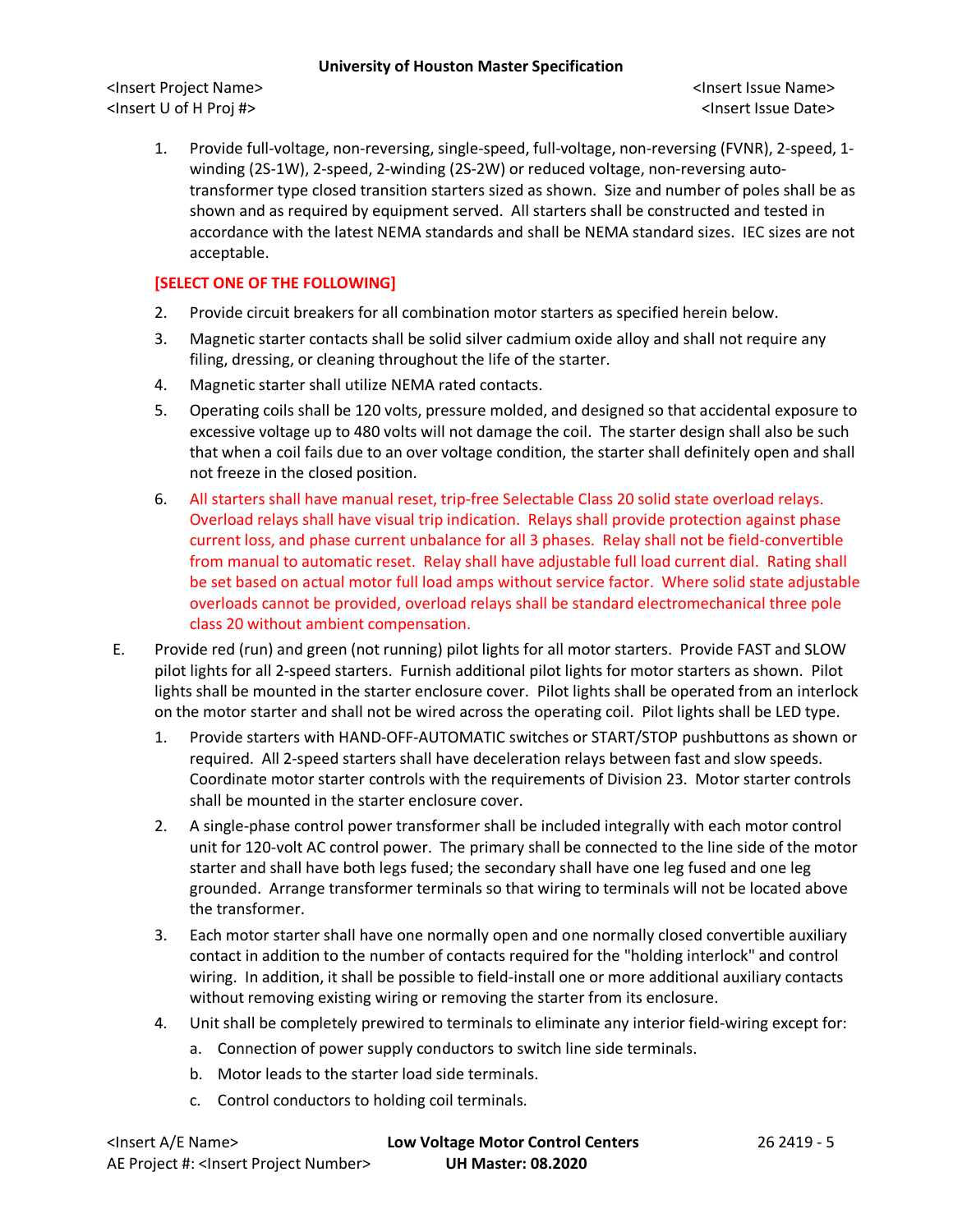1. Provide full-voltage, non-reversing, single-speed, full-voltage, non-reversing (FVNR), 2-speed, 1-winding (2S-1W), 2-speed, 2-winding (2S-2W) or reduced voltage, non-reversing auto-transformer type closed transition starters sized as shown. Size and number of poles shall be as shown and as required by equipment served. All starters shall be constructed and tested in accordance with the latest NEMA standards and shall be NEMA standard sizes. IEC sizes are not acceptable.

**[SELECT ONE OF THE FOLLOWING]**

2. Provide circuit breakers for all combination motor starters as specified herein below.
3. Magnetic starter contacts shall be solid silver cadmium oxide alloy and shall not require any filing, dressing, or cleaning throughout the life of the starter.
4. Magnetic starter shall utilize NEMA rated contacts.
5. Operating coils shall be 120 volts, pressure molded, and designed so that accidental exposure to excessive voltage up to 480 volts will not damage the coil. The starter design shall also be such that when a coil fails due to an over voltage condition, the starter shall definitely open and shall not freeze in the closed position.
6. All starters shall have manual reset, trip-free Selectable Class 20 solid state overload relays. Overload relays shall have visual trip indication. Relays shall provide protection against phase current loss, and phase current unbalance for all 3 phases. Relay shall not be field-convertible from manual to automatic reset. Relay shall have adjustable full load current dial. Rating shall be set based on actual motor full load amps without service factor. Where solid state adjustable overloads cannot be provided, overload relays shall be standard electromechanical three pole class 20 without ambient compensation.

E. Provide red (run) and green (not running) pilot lights for all motor starters. Provide FAST and SLOW pilot lights for all 2-speed starters. Furnish additional pilot lights for motor starters as shown. Pilot lights shall be mounted in the starter enclosure cover. Pilot lights shall be operated from an interlock on the motor starter and shall not be wired across the operating coil. Pilot lights shall be LED type.

   1. Provide starters with HAND-OFF-AUTOMATIC switches or START/STOP pushbuttons as shown or required. All 2-speed starters shall have deceleration relays between fast and slow speeds. Coordinate motor starter controls with the requirements of Division 23. Motor starter controls shall be mounted in the starter enclosure cover.
   2. A single-phase control power transformer shall be included integrally with each motor control unit for 120-volt AC control power. The primary shall be connected to the line side of the motor starter and shall have both legs fused; the secondary shall have one leg fused and one leg grounded. Arrange transformer terminals so that wiring to terminals will not be located above the transformer.
   3. Each motor starter shall have one normally open and one normally closed convertible auxiliary contact in addition to the number of contacts required for the "holding interlock" and control wiring. In addition, it shall be possible to field-install one or more additional auxiliary contacts without removing existing wiring or removing the starter from its enclosure.
   4. Unit shall be completely prewired to terminals to eliminate any interior field-wiring except for:
      a. Connection of power supply conductors to switch line side terminals.
      b. Motor leads to the starter load side terminals.
      c. Control conductors to holding coil terminals.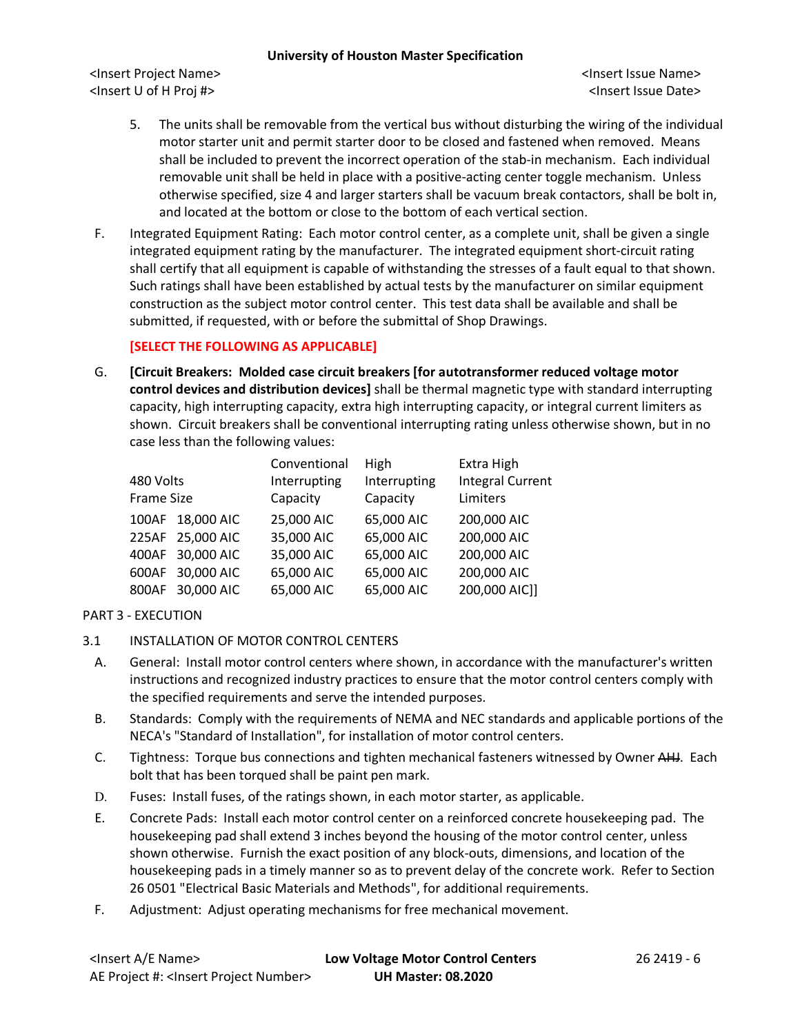5. The units shall be removable from the vertical bus without disturbing the wiring of the individual motor starter unit and permit starter door to be closed and fastened when removed. Means shall be included to prevent the incorrect operation of the stab-in mechanism. Each individual removable unit shall be held in place with a positive-acting center toggle mechanism. Unless otherwise specified, size 4 and larger starters shall be vacuum break contactors, shall be bolt in, and located at the bottom or close to the bottom of each vertical section.

F. Integrated Equipment Rating: Each motor control center, as a complete unit, shall be given a single integrated equipment rating by the manufacturer. The integrated equipment short-circuit rating shall certify that all equipment is capable of withstanding the stresses of a fault equal to that shown. Such ratings shall have been established by actual tests by the manufacturer on similar equipment construction as the subject motor control center. This test data shall be available and shall be submitted, if requested, with or before the submittal of Shop Drawings.

**[SELECT THE FOLLOWING AS APPLICABLE]**

G. **[Circuit Breakers: Molded case circuit breakers [for autotransformer reduced voltage motor control devices and distribution devices]** shall be thermal magnetic type with standard interrupting capacity, high interrupting capacity, extra high interrupting capacity, or integral current limiters as shown. Circuit breakers shall be conventional interrupting rating unless otherwise shown, but in no case less than the following values:

| 480 Volts Frame Size | | Conventional Interrupting Capacity | High Interrupting Capacity | Extra High Integral Current Limiters |
|---|---|---|---|---|
| 100AF | 18,000 AIC | 25,000 AIC | 65,000 AIC | 200,000 AIC |
| 225AF | 25,000 AIC | 35,000 AIC | 65,000 AIC | 200,000 AIC |
| 400AF | 30,000 AIC | 35,000 AIC | 65,000 AIC | 200,000 AIC |
| 600AF | 30,000 AIC | 65,000 AIC | 65,000 AIC | 200,000 AIC |
| 800AF | 30,000 AIC | 65,000 AIC | 65,000 AIC | 200,000 AIC]] |

PART 3 - EXECUTION

3.1 INSTALLATION OF MOTOR CONTROL CENTERS

A. General: Install motor control centers where shown, in accordance with the manufacturer's written instructions and recognized industry practices to ensure that the motor control centers comply with the specified requirements and serve the intended purposes.

B. Standards: Comply with the requirements of NEMA and NEC standards and applicable portions of the NECA's "Standard of Installation", for installation of motor control centers.

C. Tightness: Torque bus connections and tighten mechanical fasteners witnessed by Owner ~~AHJ~~. Each bolt that has been torqued shall be paint pen mark.

D. Fuses: Install fuses, of the ratings shown, in each motor starter, as applicable.

E. Concrete Pads: Install each motor control center on a reinforced concrete housekeeping pad. The housekeeping pad shall extend 3 inches beyond the housing of the motor control center, unless shown otherwise. Furnish the exact position of any block-outs, dimensions, and location of the housekeeping pads in a timely manner so as to prevent delay of the concrete work. Refer to Section 26 0501 "Electrical Basic Materials and Methods", for additional requirements.

F. Adjustment: Adjust operating mechanisms for free mechanical movement.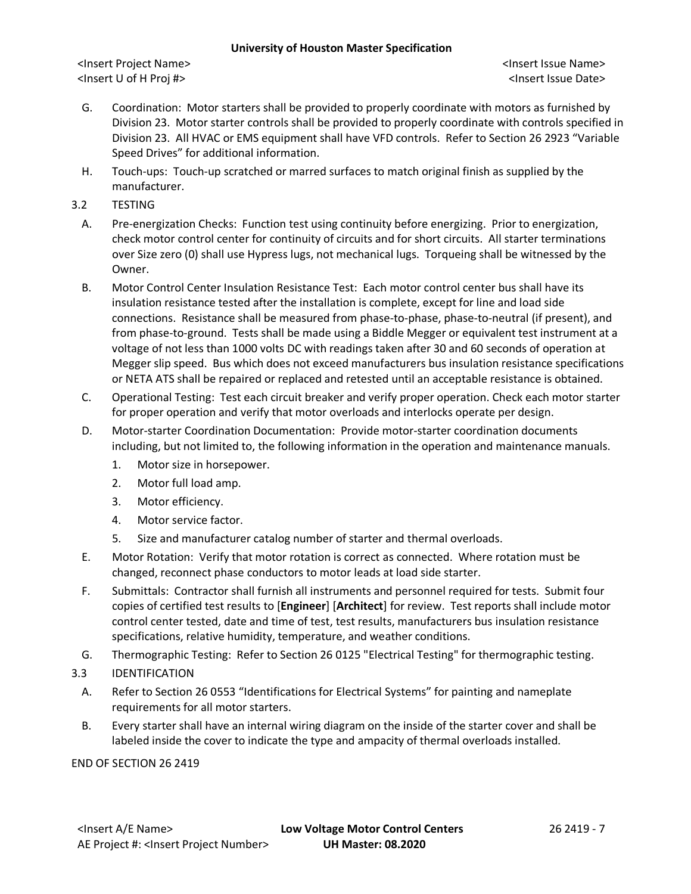G. Coordination: Motor starters shall be provided to properly coordinate with motors as furnished by Division 23. Motor starter controls shall be provided to properly coordinate with controls specified in Division 23. All HVAC or EMS equipment shall have VFD controls. Refer to Section 26 2923 “Variable Speed Drives” for additional information.

H. Touch-ups: Touch-up scratched or marred surfaces to match original finish as supplied by the manufacturer.

3.2 TESTING

A. Pre-energization Checks: Function test using continuity before energizing. Prior to energization, check motor control center for continuity of circuits and for short circuits. All starter terminations over Size zero (0) shall use Hypress lugs, not mechanical lugs. Torqueing shall be witnessed by the Owner.

B. Motor Control Center Insulation Resistance Test: Each motor control center bus shall have its insulation resistance tested after the installation is complete, except for line and load side connections. Resistance shall be measured from phase-to-phase, phase-to-neutral (if present), and from phase-to-ground. Tests shall be made using a Biddle Megger or equivalent test instrument at a voltage of not less than 1000 volts DC with readings taken after 30 and 60 seconds of operation at Megger slip speed. Bus which does not exceed manufacturers bus insulation resistance specifications or NETA ATS shall be repaired or replaced and retested until an acceptable resistance is obtained.

C. Operational Testing: Test each circuit breaker and verify proper operation. Check each motor starter for proper operation and verify that motor overloads and interlocks operate per design.

D. Motor-starter Coordination Documentation: Provide motor-starter coordination documents including, but not limited to, the following information in the operation and maintenance manuals.

1. Motor size in horsepower.
2. Motor full load amp.
3. Motor efficiency.
4. Motor service factor.
5. Size and manufacturer catalog number of starter and thermal overloads.

E. Motor Rotation: Verify that motor rotation is correct as connected. Where rotation must be changed, reconnect phase conductors to motor leads at load side starter.

F. Submittals: Contractor shall furnish all instruments and personnel required for tests. Submit four copies of certified test results to [**Engineer**] [**Architect**] for review. Test reports shall include motor control center tested, date and time of test, test results, manufacturers bus insulation resistance specifications, relative humidity, temperature, and weather conditions.

G. Thermographic Testing: Refer to Section 26 0125 "Electrical Testing" for thermographic testing.

3.3 IDENTIFICATION

A. Refer to Section 26 0553 “Identifications for Electrical Systems” for painting and nameplate requirements for all motor starters.

B. Every starter shall have an internal wiring diagram on the inside of the starter cover and shall be labeled inside the cover to indicate the type and ampacity of thermal overloads installed.

END OF SECTION 26 2419